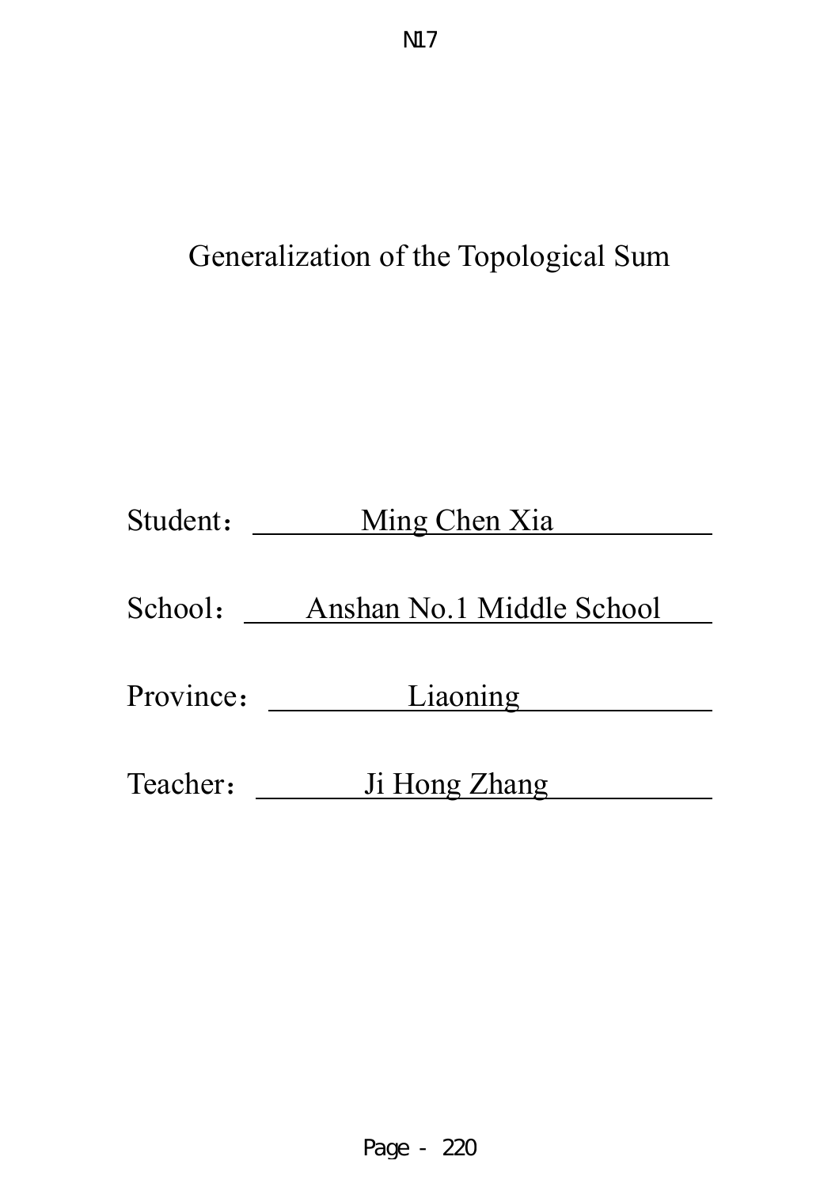N17

# Generalization of the Topological Sum

Student： Ming Chen Xia

School： Anshan No.1 Middle School

Province： Liaoning

Teacher： Ji Hong Zhang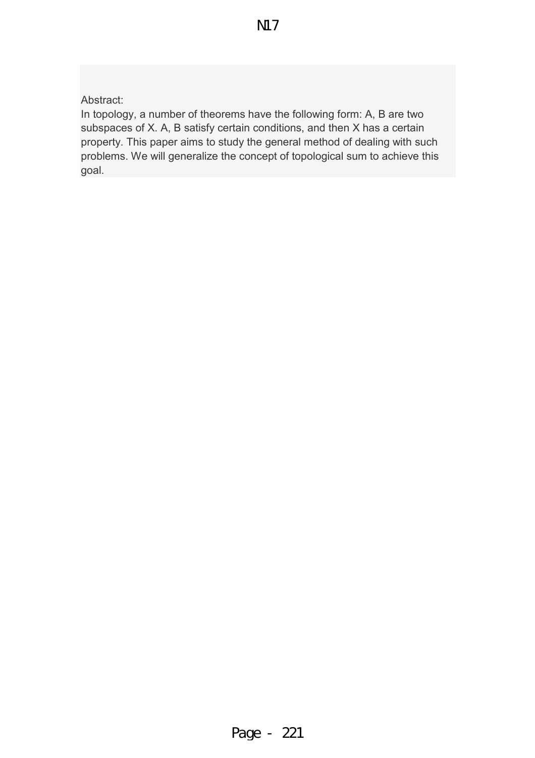Abstract:

In topology, a number of theorems have the following form: A, B are two subspaces of X. A, B satisfy certain conditions, and then X has a certain property. This paper aims to study the general method of dealing with such problems. We will generalize the concept of topological sum to achieve this goal.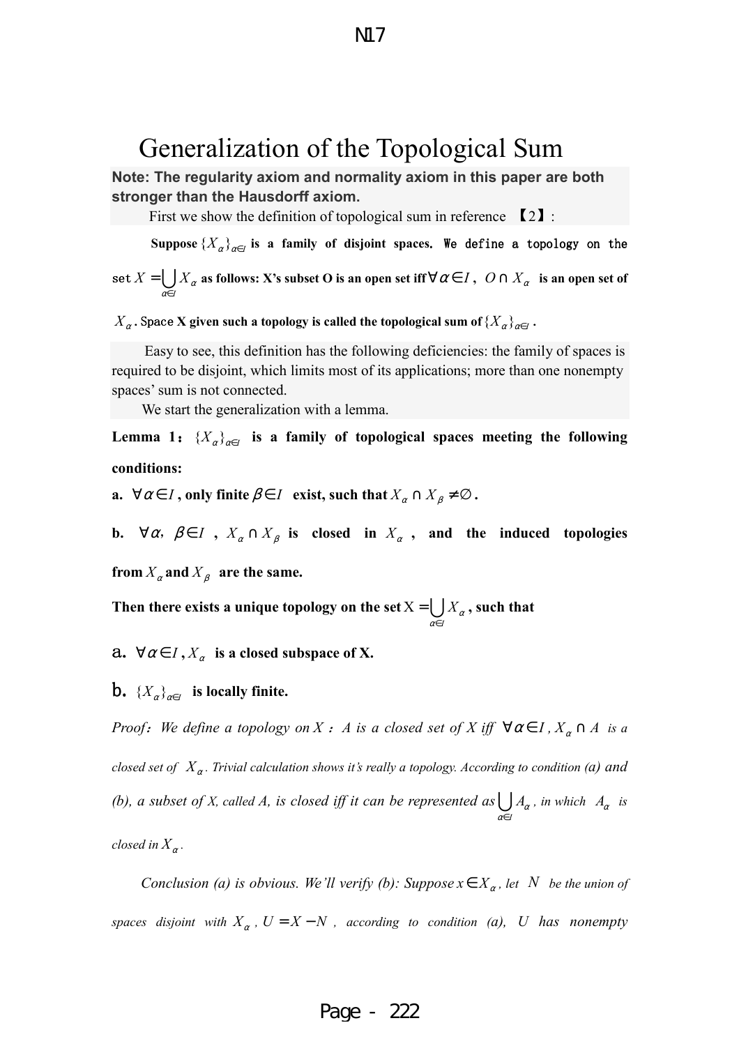# Generalization of the Topological Sum

**Note: The regularity axiom and normality axiom in this paper are both stronger than the Hausdorff axiom.**

First we show the definition of topological sum in reference 【2】:

**Suppose $\{X_\alpha\}_{\alpha\in I}$ is a family of disjoint spaces. We define a topology on the set $X=\bigcup_{\alpha\in I} X_\alpha$ as follows: X's subset O is an open set iff $\forall\alpha\in I$, $O\cap X_\alpha$ is an open set of $X_\alpha$. Space X given such a topology is called the topological sum of $\{X_\alpha\}_{\alpha\in I}$.**

Easy to see, this definition has the following deficiencies: the family of spaces is required to be disjoint, which limits most of its applications; more than one nonempty spaces' sum is not connected.

We start the generalization with a lemma.

**Lemma 1: $\{X_\alpha\}_{\alpha\in I}$ is a family of topological spaces meeting the following conditions:**

**a. $\forall\alpha\in I$, only finite $\beta\in I$ exist, such that $X_\alpha\cap X_\beta\neq\varnothing$.**

**b. $\forall\alpha,\ \beta\in I$, $X_\alpha\cap X_\beta$ is closed in $X_\alpha$, and the induced topologies from $X_\alpha$ and $X_\beta$ are the same.**

**Then there exists a unique topology on the set $X=\bigcup_{\alpha\in I} X_\alpha$, such that**

**a. $\forall\alpha\in I$, $X_\alpha$ is a closed subspace of X.**

**b. $\{X_\alpha\}_{\alpha\in I}$ is locally finite.**

*Proof: We define a topology on $X$: $A$ is a closed set of $X$ iff $\forall\alpha\in I$, $X_\alpha\cap A$ is a closed set of $X_\alpha$. Trivial calculation shows it's really a topology. According to condition (a) and (b), a subset of X, called A, is closed iff it can be represented as $\bigcup_{\alpha\in I} A_\alpha$, in which $A_\alpha$ is closed in $X_\alpha$.*

*Conclusion (a) is obvious. We'll verify (b): Suppose $x\in X_\alpha$, let $N$ be the union of spaces disjoint with $X_\alpha$, $U=X-N$, according to condition (a), $U$ has nonempty*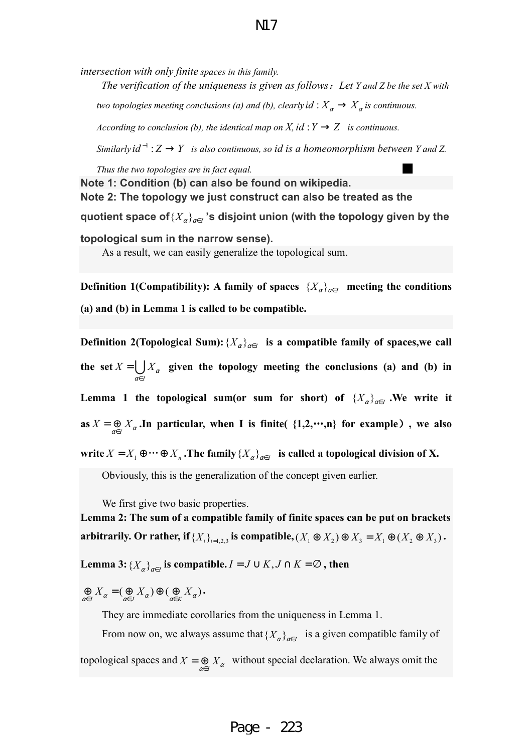*intersection with only finite spaces in this family.*

*The verification of the uniqueness is given as follows: Let Y and Z be the set X with two topologies meeting conclusions (a) and (b), clearly $id : X_\alpha \to X_\alpha$ is continuous. According to conclusion (b), the identical map on X, $id : Y \to Z$ is continuous. Similarly $id^{-1} : Z \to Y$ is also continuous, so $id$ is a homeomorphism between Y and Z. Thus the two topologies are in fact equal.* ■

**Note 1: Condition (b) can also be found on wikipedia.**

**Note 2: The topology we just construct can also be treated as the quotient space of $\{X_\alpha\}_{\alpha\in I}$'s disjoint union (with the topology given by the topological sum in the narrow sense).**

As a result, we can easily generalize the topological sum.

**Definition 1(Compatibility): A family of spaces $\{X_\alpha\}_{\alpha\in I}$ meeting the conditions (a) and (b) in Lemma 1 is called to be compatible.**

**Definition 2(Topological Sum): $\{X_\alpha\}_{\alpha\in I}$ is a compatible family of spaces, we call the set $X = \bigcup_{\alpha\in I} X_\alpha$ given the topology meeting the conclusions (a) and (b) in Lemma 1 the topological sum(or sum for short) of $\{X_\alpha\}_{\alpha\in I}$. We write it as $X = \underset{\alpha\in I}{\oplus} X_\alpha$. In particular, when I is finite( {1,2,⋯,n} for example), we also write $X = X_1 \oplus \cdots \oplus X_n$. The family $\{X_\alpha\}_{\alpha\in I}$ is called a topological division of X.**

Obviously, this is the generalization of the concept given earlier.

We first give two basic properties.

**Lemma 2: The sum of a compatible family of finite spaces can be put on brackets arbitrarily. Or rather, if $\{X_i\}_{i=1,2,3}$ is compatible, $(X_1 \oplus X_2) \oplus X_3 = X_1 \oplus (X_2 \oplus X_3)$.**

**Lemma 3: $\{X_\alpha\}_{\alpha\in I}$ is compatible. $I = J \cup K, J \cap K = \varnothing$, then**

$$\underset{\alpha\in I}{\oplus} X_\alpha = (\underset{\alpha\in J}{\oplus} X_\alpha) \oplus (\underset{\alpha\in K}{\oplus} X_\alpha).$$

They are immediate corollaries from the uniqueness in Lemma 1.

From now on, we always assume that $\{X_\alpha\}_{\alpha\in I}$ is a given compatible family of topological spaces and $X = \underset{\alpha\in I}{\oplus} X_\alpha$ without special declaration. We always omit the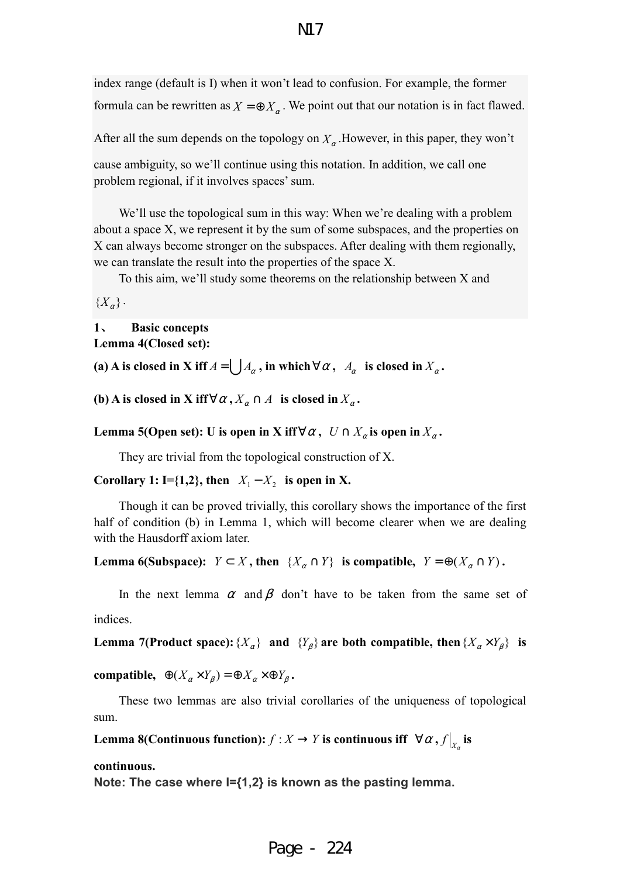index range (default is I) when it won't lead to confusion. For example, the former formula can be rewritten as $X = \oplus X_\alpha$. We point out that our notation is in fact flawed. After all the sum depends on the topology on $X_\alpha$. However, in this paper, they won't cause ambiguity, so we'll continue using this notation. In addition, we call one problem regional, if it involves spaces' sum.

We'll use the topological sum in this way: When we're dealing with a problem about a space X, we represent it by the sum of some subspaces, and the properties on X can always become stronger on the subspaces. After dealing with them regionally, we can translate the result into the properties of the space X.

To this aim, we'll study some theorems on the relationship between X and $\{X_\alpha\}$.

### 1、 Basic concepts

**Lemma 4(Closed set):**

**(a) A is closed in X iff $A = \bigcup A_\alpha$, in which $\forall \alpha$, $A_\alpha$ is closed in $X_\alpha$.**

**(b) A is closed in X iff $\forall \alpha$, $X_\alpha \cap A$ is closed in $X_\alpha$.**

**Lemma 5(Open set): U is open in X iff $\forall \alpha$, $U \cap X_\alpha$ is open in $X_\alpha$.**

They are trivial from the topological construction of X.

**Corollary 1: I={1,2}, then $X_1 - X_2$ is open in X.**

Though it can be proved trivially, this corollary shows the importance of the first half of condition (b) in Lemma 1, which will become clearer when we are dealing with the Hausdorff axiom later.

**Lemma 6(Subspace): $Y \subset X$, then $\{X_\alpha \cap Y\}$ is compatible, $Y = \oplus(X_\alpha \cap Y)$.**

In the next lemma $\alpha$ and $\beta$ don't have to be taken from the same set of indices.

**Lemma 7(Product space): $\{X_\alpha\}$ and $\{Y_\beta\}$ are both compatible, then $\{X_\alpha \times Y_\beta\}$ is compatible, $\oplus(X_\alpha \times Y_\beta) = \oplus X_\alpha \times \oplus Y_\beta$.**

These two lemmas are also trivial corollaries of the uniqueness of topological sum.

**Lemma 8(Continuous function): $f: X \to Y$ is continuous iff $\forall \alpha$, $f|_{X_\alpha}$ is continuous.**

**Note: The case where I={1,2} is known as the pasting lemma.**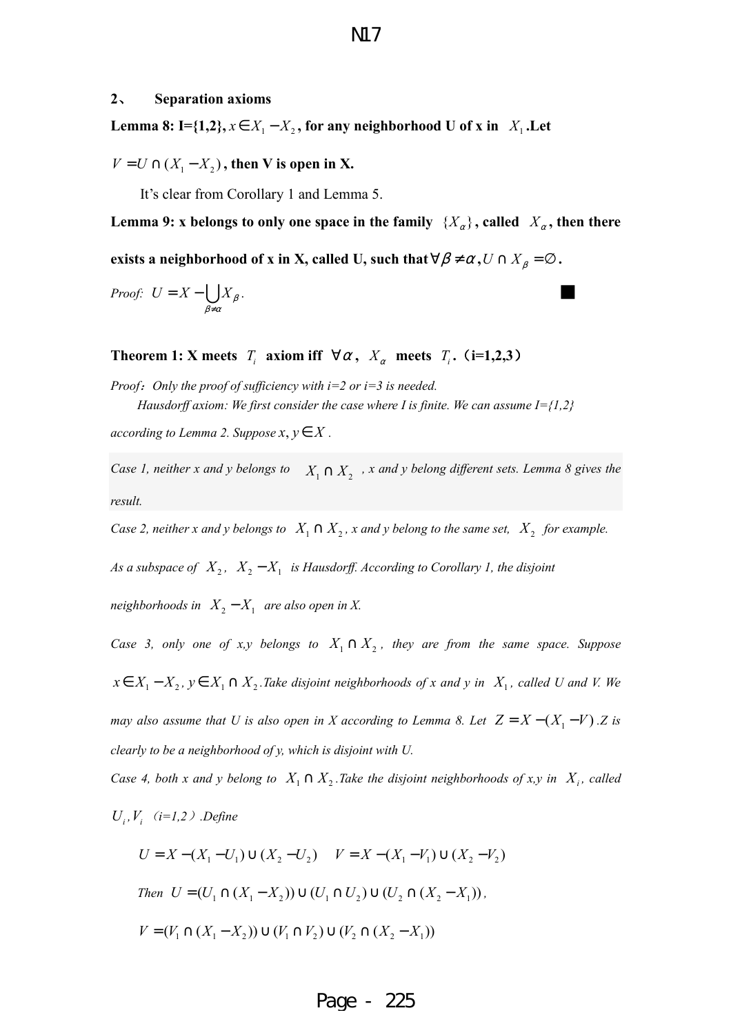## 2、 Separation axioms

**Lemma 8: I={1,2},** $x \in X_1 - X_2$**, for any neighborhood U of x in** $X_1$**.Let** $V = U \cap (X_1 - X_2)$**, then V is open in X.**

It's clear from Corollary 1 and Lemma 5.

**Lemma 9: x belongs to only one space in the family** $\{X_\alpha\}$**, called** $X_\alpha$**, then there exists a neighborhood of x in X, called U, such that** $\forall \beta \neq \alpha, U \cap X_\beta = \varnothing$**.**

*Proof:* $U = X - \bigcup_{\beta \neq \alpha} X_\beta$. ■

**Theorem 1: X meets** $T_i$ **axiom iff** $\forall \alpha$**,** $X_\alpha$ **meets** $T_i$**.（i=1,2,3）**

*Proof：Only the proof of sufficiency with i=2 or i=3 is needed.*

*Hausdorff axiom: We first consider the case where I is finite. We can assume I={1,2} according to Lemma 2. Suppose* $x, y \in X$ *.*

*Case 1, neither x and y belongs to* $X_1 \cap X_2$ *, x and y belong different sets. Lemma 8 gives the result.*

*Case 2, neither x and y belongs to* $X_1 \cap X_2$*, x and y belong to the same set,* $X_2$ *for example. As a subspace of* $X_2$*,* $X_2 - X_1$ *is Hausdorff. According to Corollary 1, the disjoint neighborhoods in* $X_2 - X_1$ *are also open in X.*

*Case 3, only one of x,y belongs to* $X_1 \cap X_2$*, they are from the same space. Suppose* $x \in X_1 - X_2$*,* $y \in X_1 \cap X_2$*.Take disjoint neighborhoods of x and y in* $X_1$*, called U and V. We may also assume that U is also open in X according to Lemma 8. Let* $Z = X - (X_1 - V)$*.Z is clearly to be a neighborhood of y, which is disjoint with U.*

*Case 4, both x and y belong to* $X_1 \cap X_2$*.Take the disjoint neighborhoods of x,y in* $X_i$*, called* $U_i, V_i$ *（i=1,2）.Define*

$$U = X - (X_1 - U_1) \cup (X_2 - U_2) \quad V = X - (X_1 - V_1) \cup (X_2 - V_2)$$

*Then* $U = (U_1 \cap (X_1 - X_2)) \cup (U_1 \cap U_2) \cup (U_2 \cap (X_2 - X_1))$,

$$V = (V_1 \cap (X_1 - X_2)) \cup (V_1 \cap V_2) \cup (V_2 \cap (X_2 - X_1))$$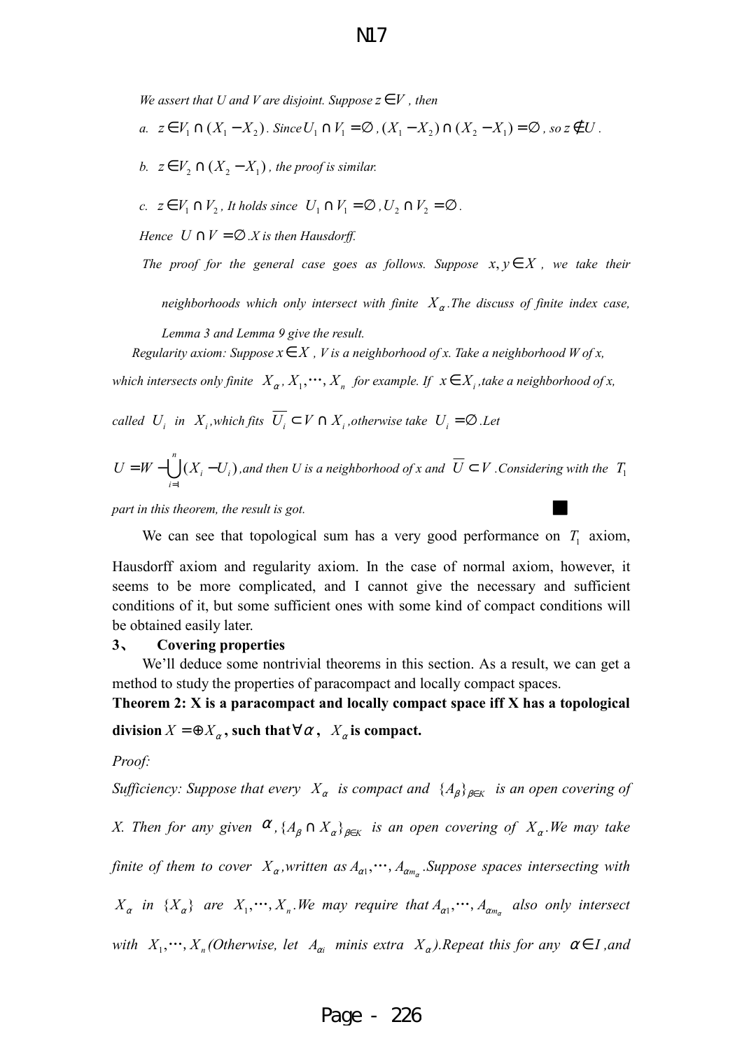*We assert that U and V are disjoint. Suppose $z \in V$ , then*

*a. $z \in V_1 \cap (X_1 - X_2)$. Since $U_1 \cap V_1 = \varnothing$ , $(X_1 - X_2) \cap (X_2 - X_1) = \varnothing$ , so $z \notin U$ .*

*b. $z \in V_2 \cap (X_2 - X_1)$ , the proof is similar.*

*c. $z \in V_1 \cap V_2$ , It holds since $U_1 \cap V_1 = \varnothing$ , $U_2 \cap V_2 = \varnothing$ .*

*Hence $U \cap V = \varnothing$ .X is then Hausdorff.*

*The proof for the general case goes as follows. Suppose $x, y \in X$ , we take their neighborhoods which only intersect with finite $X_\alpha$ .The discuss of finite index case, Lemma 3 and Lemma 9 give the result.*

*Regularity axiom: Suppose $x \in X$ , V is a neighborhood of x. Take a neighborhood W of x, which intersects only finite $X_\alpha$, $X_1, \cdots, X_n$ for example. If $x \in X_i$ ,take a neighborhood of x, called $U_i$ in $X_i$ ,which fits $\overline{U_i} \subset V \cap X_i$ ,otherwise take $U_i = \varnothing$ .Let*

*$U = W - \bigcup_{i=1}^{n} (X_i - U_i)$ ,and then U is a neighborhood of x and $\overline{U} \subset V$ .Considering with the $T_1$ part in this theorem, the result is got.* ■

We can see that topological sum has a very good performance on $T_1$ axiom, Hausdorff axiom and regularity axiom. In the case of normal axiom, however, it seems to be more complicated, and I cannot give the necessary and sufficient conditions of it, but some sufficient ones with some kind of compact conditions will be obtained easily later.

## 3、 Covering properties

We'll deduce some nontrivial theorems in this section. As a result, we can get a method to study the properties of paracompact and locally compact spaces.

**Theorem 2: X is a paracompact and locally compact space iff X has a topological division $X = \oplus X_\alpha$, such that $\forall \alpha$, $X_\alpha$ is compact.**

*Proof:*

*Sufficiency: Suppose that every $X_\alpha$ is compact and $\{A_\beta\}_{\beta \in K}$ is an open covering of X. Then for any given $\alpha$, $\{A_\beta \cap X_\alpha\}_{\beta \in K}$ is an open covering of $X_\alpha$ .We may take finite of them to cover $X_\alpha$ ,written as $A_{\alpha 1}, \cdots, A_{\alpha m_\alpha}$ .Suppose spaces intersecting with $X_\alpha$ in $\{X_\alpha\}$ are $X_1, \cdots, X_n$ .We may require that $A_{\alpha 1}, \cdots, A_{\alpha m_\alpha}$ also only intersect with $X_1, \cdots, X_n$ (Otherwise, let $A_{\alpha i}$ minis extra $X_\alpha$ ).Repeat this for any $\alpha \in I$ ,and*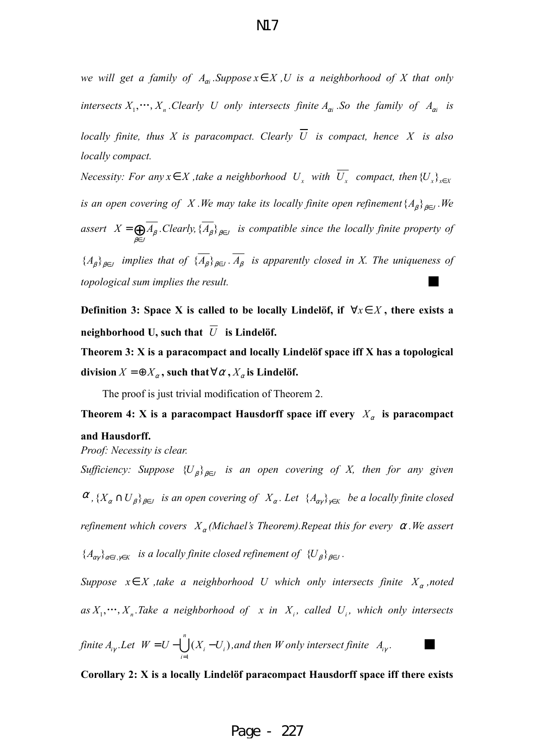*we will get a family of $A_{\alpha i}$. Suppose $x \in X$, U is a neighborhood of X that only intersects $X_1, \cdots, X_n$. Clearly U only intersects finite $A_{\alpha i}$. So the family of $A_{\alpha i}$ is locally finite, thus X is paracompact. Clearly $\overline{U}$ is compact, hence X is also locally compact.*

*Necessity: For any $x \in X$, take a neighborhood $U_x$ with $\overline{U_x}$ compact, then $\{U_x\}_{x\in X}$ is an open covering of X. We may take its locally finite open refinement $\{A_\beta\}_{\beta\in J}$. We assert $X = \bigoplus_{\beta\in J} \overline{A_\beta}$. Clearly, $\{\overline{A_\beta}\}_{\beta\in J}$ is compatible since the locally finite property of $\{A_\beta\}_{\beta\in J}$ implies that of $\{\overline{A_\beta}\}_{\beta\in J}$. $\overline{A_\beta}$ is apparently closed in X. The uniqueness of topological sum implies the result.* ■

**Definition 3: Space X is called to be locally Lindelöf, if $\forall x \in X$, there exists a neighborhood U, such that $\overline{U}$ is Lindelöf.**

**Theorem 3: X is a paracompact and locally Lindelöf space iff X has a topological division $X = \oplus X_\alpha$, such that $\forall \alpha$, $X_\alpha$ is Lindelöf.**

The proof is just trivial modification of Theorem 2.

**Theorem 4: X is a paracompact Hausdorff space iff every $X_\alpha$ is paracompact and Hausdorff.**

*Proof: Necessity is clear.*

*Sufficiency: Suppose $\{U_\beta\}_{\beta\in J}$ is an open covering of X, then for any given $\alpha$, $\{X_\alpha \cap U_\beta\}_{\beta\in J}$ is an open covering of $X_\alpha$. Let $\{A_{\alpha\gamma}\}_{\gamma\in K}$ be a locally finite closed refinement which covers $X_\alpha$ (Michael's Theorem). Repeat this for every $\alpha$. We assert $\{A_{\alpha\gamma}\}_{\alpha\in I, \gamma\in K}$ is a locally finite closed refinement of $\{U_\beta\}_{\beta\in J}$.*

*Suppose $x \in X$, take a neighborhood U which only intersects finite $X_\alpha$, noted as $X_1, \cdots, X_n$. Take a neighborhood of x in $X_i$, called $U_i$, which only intersects finite $A_{i\gamma}$. Let $W = U - \bigcup_{i=1}^{n}(X_i - U_i)$, and then W only intersect finite $A_{i\gamma}$.* ■

**Corollary 2: X is a locally Lindelöf paracompact Hausdorff space iff there exists**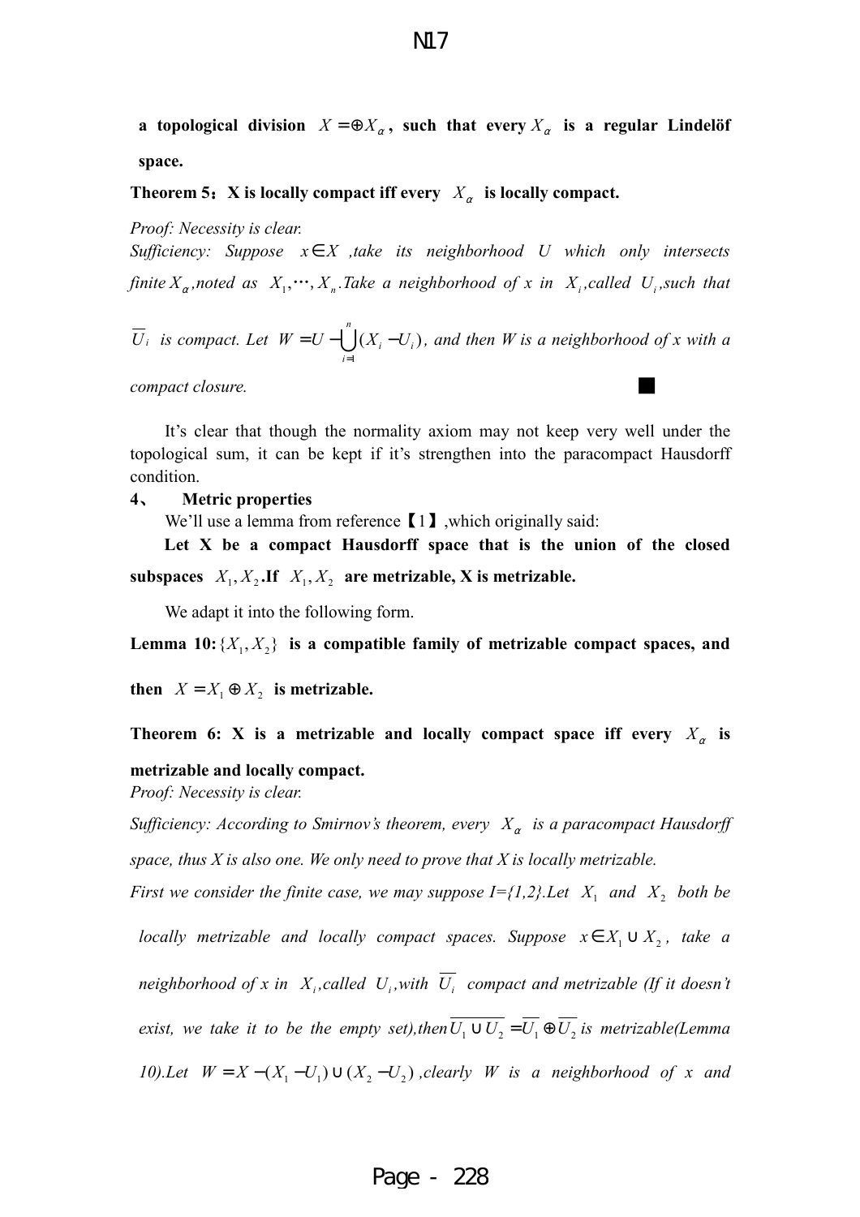**a topological division $X = \oplus X_\alpha$, such that every $X_\alpha$ is a regular Lindelöf space.**

**Theorem 5：X is locally compact iff every $X_\alpha$ is locally compact.**

*Proof: Necessity is clear.*

*Sufficiency: Suppose $x \in X$, take its neighborhood U which only intersects finite $X_\alpha$, noted as $X_1, \cdots, X_n$. Take a neighborhood of x in $X_i$, called $U_i$, such that $\overline{U_i}$ is compact. Let $W = U - \bigcup_{i=1}^{n}(X_i - U_i)$, and then W is a neighborhood of x with a compact closure.* ■

It's clear that though the normality axiom may not keep very well under the topological sum, it can be kept if it's strengthen into the paracompact Hausdorff condition.

## 4、 Metric properties

We'll use a lemma from reference【1】,which originally said:

**Let X be a compact Hausdorff space that is the union of the closed subspaces $X_1, X_2$. If $X_1, X_2$ are metrizable, X is metrizable.**

We adapt it into the following form.

**Lemma 10: $\{X_1, X_2\}$ is a compatible family of metrizable compact spaces, and then $X = X_1 \oplus X_2$ is metrizable.**

**Theorem 6: X is a metrizable and locally compact space iff every $X_\alpha$ is metrizable and locally compact.**

*Proof: Necessity is clear.*

*Sufficiency: According to Smirnov's theorem, every $X_\alpha$ is a paracompact Hausdorff space, thus X is also one. We only need to prove that X is locally metrizable.*

*First we consider the finite case, we may suppose I={1,2}. Let $X_1$ and $X_2$ both be locally metrizable and locally compact spaces. Suppose $x \in X_1 \cup X_2$, take a neighborhood of x in $X_i$, called $U_i$, with $\overline{U_i}$ compact and metrizable (If it doesn't exist, we take it to be the empty set), then $\overline{U_1 \cup U_2} = \overline{U_1} \oplus \overline{U_2}$ is metrizable(Lemma 10). Let $W = X - (X_1 - U_1) \cup (X_2 - U_2)$, clearly W is a neighborhood of x and*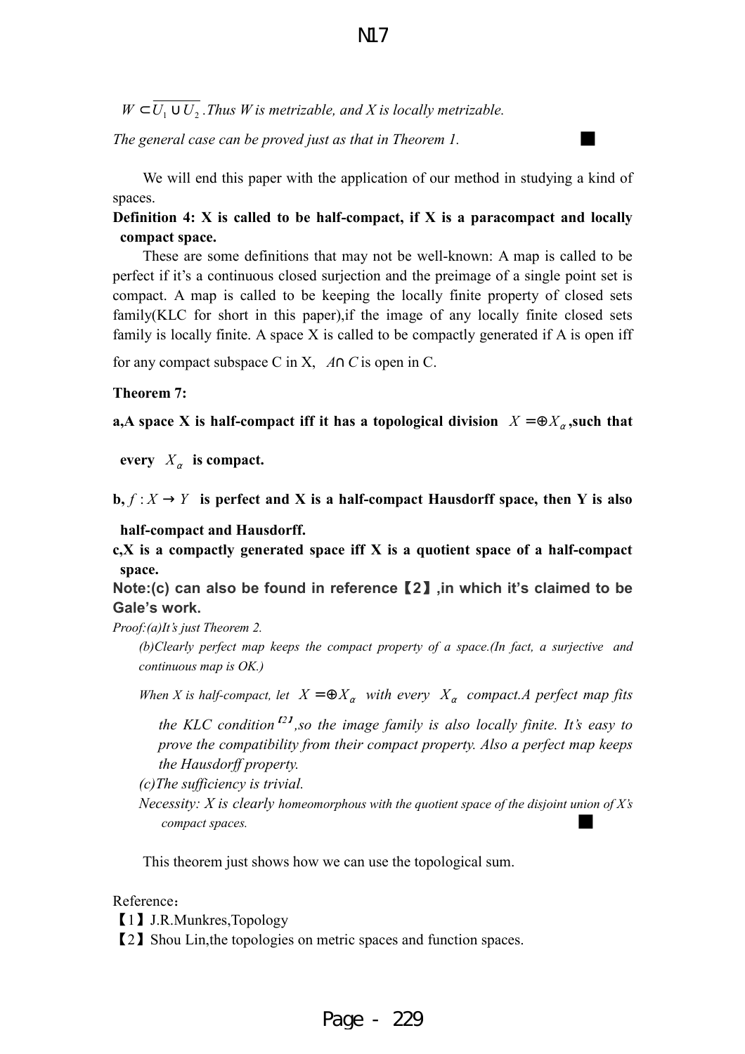*$W \subset \overline{U_1 \cup U_2}$. Thus W is metrizable, and X is locally metrizable.*

*The general case can be proved just as that in Theorem 1.* ■

We will end this paper with the application of our method in studying a kind of spaces.

**Definition 4: X is called to be half-compact, if X is a paracompact and locally compact space.**

These are some definitions that may not be well-known: A map is called to be perfect if it's a continuous closed surjection and the preimage of a single point set is compact. A map is called to be keeping the locally finite property of closed sets family(KLC for short in this paper),if the image of any locally finite closed sets family is locally finite. A space X is called to be compactly generated if A is open iff for any compact subspace C in X, $A \cap C$ is open in C.

**Theorem 7:**

**a,A space X is half-compact iff it has a topological division $X = \oplus X_\alpha$,such that every $X_\alpha$ is compact.**

**b, $f: X \to Y$ is perfect and X is a half-compact Hausdorff space, then Y is also half-compact and Hausdorff.**

**c,X is a compactly generated space iff X is a quotient space of a half-compact space.**

**Note:(c) can also be found in reference【2】,in which it's claimed to be Gale's work.**

*Proof:(a)It's just Theorem 2.*

*(b)Clearly perfect map keeps the compact property of a space.(In fact, a surjective and continuous map is OK.)*

*When X is half-compact, let $X = \oplus X_\alpha$ with every $X_\alpha$ compact.A perfect map fits the KLC condition [2],so the image family is also locally finite. It's easy to prove the compatibility from their compact property. Also a perfect map keeps the Hausdorff property.*

*(c)The sufficiency is trivial.*

*Necessity: X is clearly homeomorphous with the quotient space of the disjoint union of X's compact spaces.* ■

This theorem just shows how we can use the topological sum.

Reference：

【1】J.R.Munkres,Topology

【2】Shou Lin,the topologies on metric spaces and function spaces.